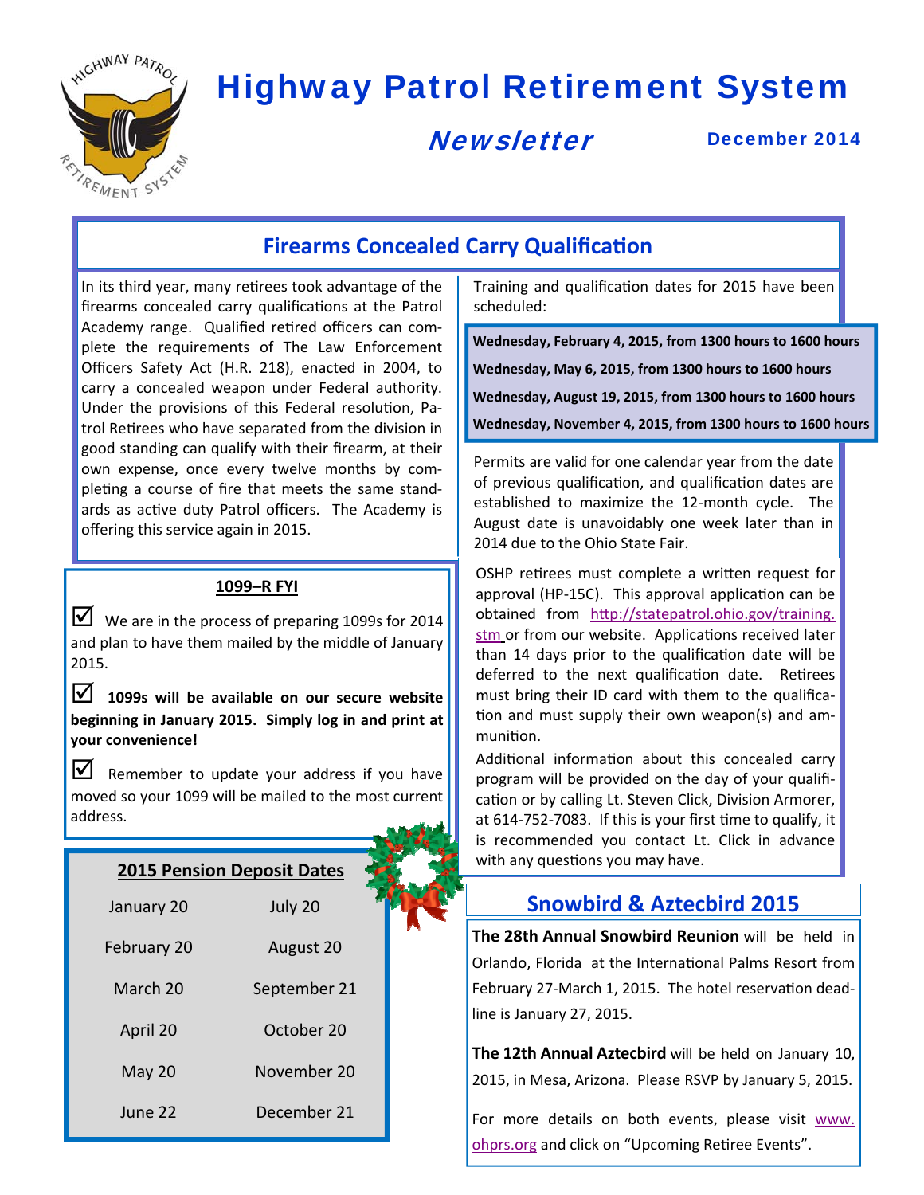# Highway Patrol Retirement System

## *Newsletter*

December 2014

## Firearms Concealed Carry Qualification

In its third year, many retirees took advantage of the firearms concealed carry qualifications at the Patrol Academy range. Qualified retired officers can complete the requirements of The Law Enforcement Officers Safety Act (H.R. 218), enacted in 2004, to carry a concealed weapon under Federal authority. Under the provisions of this Federal resolution, Patrol Retirees who have separated from the division in good standing can qualify with their firearm, at their own expense, once every twelve months by completing a course of fire that meets the same standards as active duty Patrol officers. The Academy is offering this service again in 2015.

Training and qualification dates for 2015 have been scheduled:

**Wednesday, February 4, 2015, from 1300 hours to 1600 hours**

**Wednesday, May 6, 2015, from 1300 hours to 1600 hours**

**Wednesday, August 19, 2015, from 1300 hours to 1600 hours**

**Wednesday, November 4, 2015, from 1300 hours to 1600 hours**

Permits are valid for one calendar year from the date of previous qualification, and qualification dates are established to maximize the 12-month cycle. The August date is unavoidably one week later than in 2014 due to the Ohio State Fair.

OSHP retirees must complete a written request for approval (HP-15C). This approval application can be obtained from http://statepatrol.ohio.gov/training.stm or from our website. Applications received later than 14 days prior to the qualification date will be deferred to the next qualification date. Retirees must bring their ID card with them to the qualification and must supply their own weapon(s) and ammunition.

Additional information about this concealed carry program will be provided on the day of your qualification or by calling Lt. Steven Click, Division Armorer, at 614-752-7083. If this is your first time to qualify, it is recommended you contact Lt. Click in advance with any questions you may have.

### 1099–R FYI

☑ We are in the process of preparing 1099s for 2014 and plan to have them mailed by the middle of January 2015.

☑ **1099s will be available on our secure website beginning in January 2015. Simply log in and print at your convenience!**

☑ Remember to update your address if you have moved so your 1099 will be mailed to the most current address.

### 2015 Pension Deposit Dates

| | |
|---|---|
| January 20 | July 20 |
| February 20 | August 20 |
| March 20 | September 21 |
| April 20 | October 20 |
| May 20 | November 20 |
| June 22 | December 21 |

## Snowbird & Aztecbird 2015

**The 28th Annual Snowbird Reunion** will be held in Orlando, Florida at the International Palms Resort from February 27-March 1, 2015. The hotel reservation deadline is January 27, 2015.

**The 12th Annual Aztecbird** will be held on January 10, 2015, in Mesa, Arizona. Please RSVP by January 5, 2015.

For more details on both events, please visit www.ohprs.org and click on "Upcoming Retiree Events".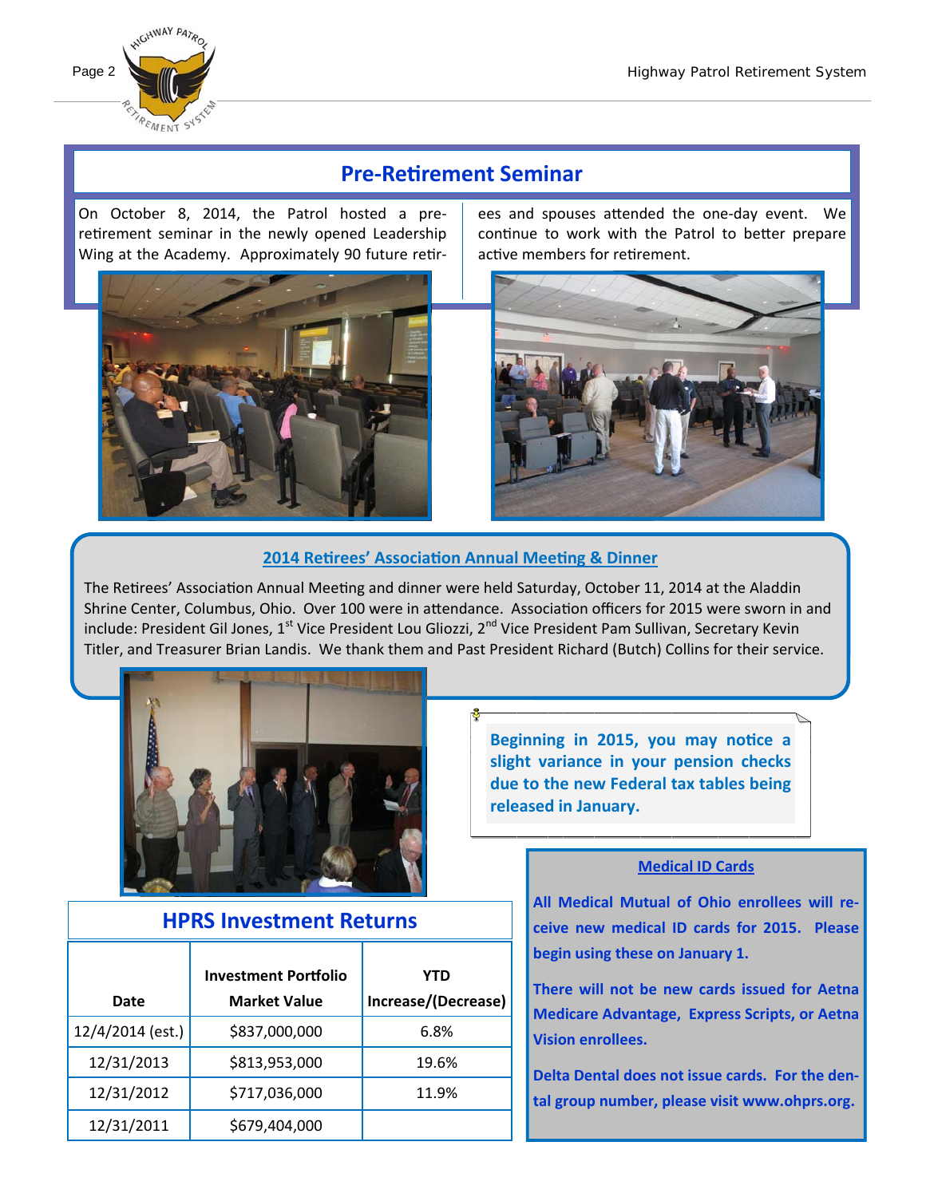## Pre-Retirement Seminar

On October 8, 2014, the Patrol hosted a pre-retirement seminar in the newly opened Leadership Wing at the Academy. Approximately 90 future retirees and spouses attended the one-day event. We continue to work with the Patrol to better prepare active members for retirement.

## 2014 Retirees' Association Annual Meeting & Dinner

The Retirees' Association Annual Meeting and dinner were held Saturday, October 11, 2014 at the Aladdin Shrine Center, Columbus, Ohio. Over 100 were in attendance. Association officers for 2015 were sworn in and include: President Gil Jones, 1st Vice President Lou Gliozzi, 2nd Vice President Pam Sullivan, Secretary Kevin Titler, and Treasurer Brian Landis. We thank them and Past President Richard (Butch) Collins for their service.

**Beginning in 2015, you may notice a slight variance in your pension checks due to the new Federal tax tables being released in January.**

## HPRS Investment Returns

| Date | Investment Portfolio Market Value | YTD Increase/(Decrease) |
|---|---|---|
| 12/4/2014 (est.) | $837,000,000 | 6.8% |
| 12/31/2013 | $813,953,000 | 19.6% |
| 12/31/2012 | $717,036,000 | 11.9% |
| 12/31/2011 | $679,404,000 | |

### Medical ID Cards

**All Medical Mutual of Ohio enrollees will receive new medical ID cards for 2015. Please begin using these on January 1.**

**There will not be new cards issued for Aetna Medicare Advantage, Express Scripts, or Aetna Vision enrollees.**

**Delta Dental does not issue cards. For the dental group number, please visit www.ohprs.org.**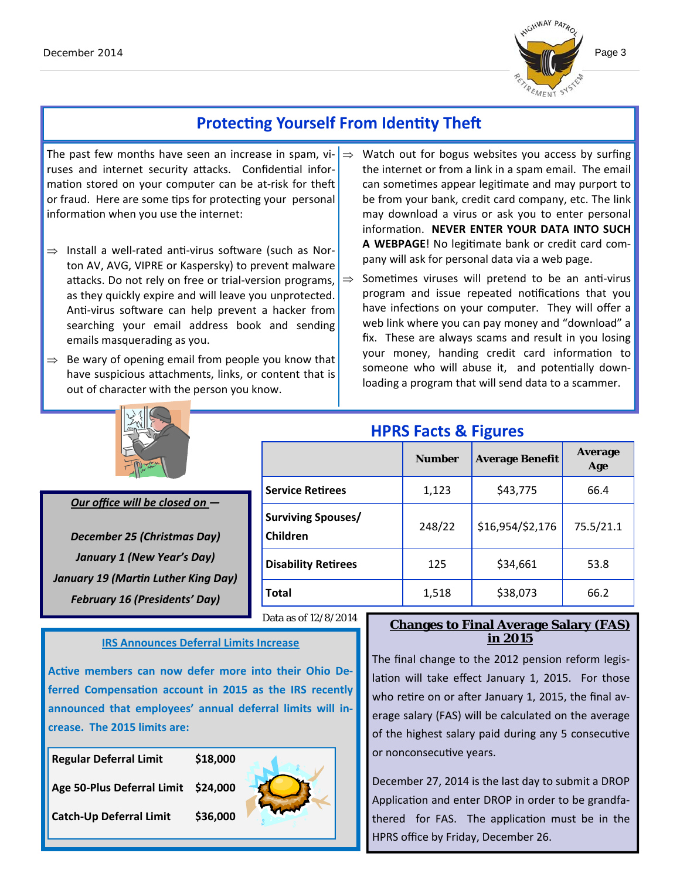## Protecting Yourself From Identity Theft

The past few months have seen an increase in spam, viruses and internet security attacks. Confidential information stored on your computer can be at-risk for theft or fraud. Here are some tips for protecting your personal information when you use the internet:

- ⇒ Install a well-rated anti-virus software (such as Norton AV, AVG, VIPRE or Kaspersky) to prevent malware attacks. Do not rely on free or trial-version programs, as they quickly expire and will leave you unprotected. Anti-virus software can help prevent a hacker from searching your email address book and sending emails masquerading as you.
- ⇒ Be wary of opening email from people you know that have suspicious attachments, links, or content that is out of character with the person you know.
- ⇒ Watch out for bogus websites you access by surfing the internet or from a link in a spam email. The email can sometimes appear legitimate and may purport to be from your bank, credit card company, etc. The link may download a virus or ask you to enter personal information. **NEVER ENTER YOUR DATA INTO SUCH A WEBPAGE**! No legitimate bank or credit card company will ask for personal data via a web page.
- ⇒ Sometimes viruses will pretend to be an anti-virus program and issue repeated notifications that you have infections on your computer. They will offer a web link where you can pay money and “download” a fix. These are always scams and result in you losing your money, handing credit card information to someone who will abuse it, and potentially downloading a program that will send data to a scammer.

***Our office will be closed on —***

*December 25 (Christmas Day)*
*January 1 (New Year’s Day)*
*January 19 (Martin Luther King Day)*
*February 16 (Presidents’ Day)*

## HPRS Facts & Figures

| | Number | Average Benefit | Average Age |
|---|---|---|---|
| **Service Retirees** | 1,123 | $43,775 | 66.4 |
| **Surviving Spouses/ Children** | 248/22 | $16,954/$2,176 | 75.5/21.1 |
| **Disability Retirees** | 125 | $34,661 | 53.8 |
| **Total** | 1,518 | $38,073 | 66.2 |

Data as of 12/8/2014

### IRS Announces Deferral Limits Increase

**Active members can now defer more into their Ohio Deferred Compensation account in 2015 as the IRS recently announced that employees’ annual deferral limits will increase. The 2015 limits are:**

| | |
|---|---|
| **Regular Deferral Limit** | **$18,000** |
| **Age 50-Plus Deferral Limit** | **$24,000** |
| **Catch-Up Deferral Limit** | **$36,000** |

### Changes to Final Average Salary (FAS) in 2015

The final change to the 2012 pension reform legislation will take effect January 1, 2015. For those who retire on or after January 1, 2015, the final average salary (FAS) will be calculated on the average of the highest salary paid during any 5 consecutive or nonconsecutive years.

December 27, 2014 is the last day to submit a DROP Application and enter DROP in order to be grandfathered for FAS. The application must be in the HPRS office by Friday, December 26.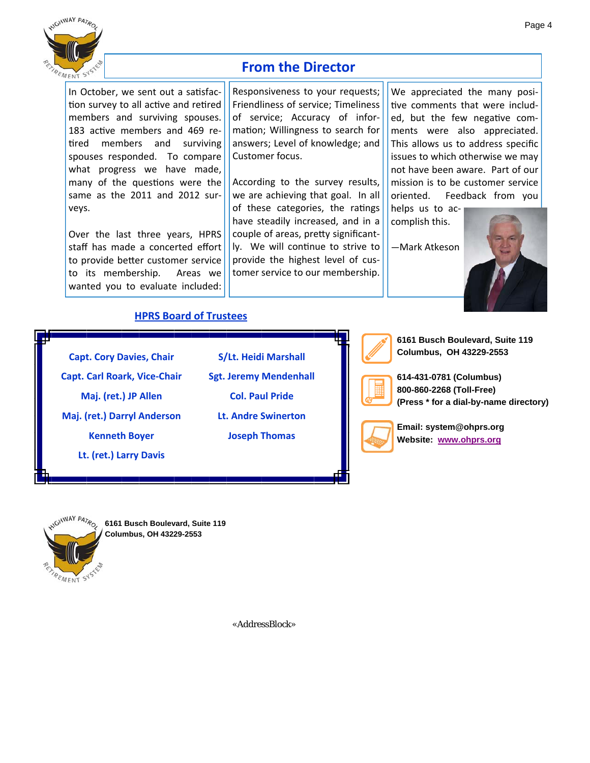## From the Director

In October, we sent out a satisfaction survey to all active and retired members and surviving spouses. 183 active members and 469 retired members and surviving spouses responded. To compare what progress we have made, many of the questions were the same as the 2011 and 2012 surveys.

Over the last three years, HPRS staff has made a concerted effort to provide better customer service to its membership. Areas we wanted you to evaluate included: Responsiveness to your requests; Friendliness of service; Timeliness of service; Accuracy of information; Willingness to search for answers; Level of knowledge; and Customer focus.

According to the survey results, we are achieving that goal. In all of these categories, the ratings have steadily increased, and in a couple of areas, pretty significantly. We will continue to strive to provide the highest level of customer service to our membership.

We appreciated the many positive comments that were included, but the few negative comments were also appreciated. This allows us to address specific issues to which otherwise we may not have been aware. Part of our mission is to be customer service oriented. Feedback from you helps us to accomplish this.

—Mark Atkeson

## HPRS Board of Trustees

- Capt. Cory Davies, Chair
- Capt. Carl Roark, Vice-Chair
- Maj. (ret.) JP Allen
- Maj. (ret.) Darryl Anderson
- Kenneth Boyer
- Lt. (ret.) Larry Davis
- S/Lt. Heidi Marshall
- Sgt. Jeremy Mendenhall
- Col. Paul Pride
- Lt. Andre Swinerton
- Joseph Thomas

**6161 Busch Boulevard, Suite 119**
**Columbus, OH 43229-2553**

**614-431-0781 (Columbus)**
**800-860-2268 (Toll-Free)**
**(Press * for a dial-by-name directory)**

**Email: system@ohprs.org**
**Website: www.ohprs.org**

6161 Busch Boulevard, Suite 119
Columbus, OH 43229-2553

«AddressBlock»